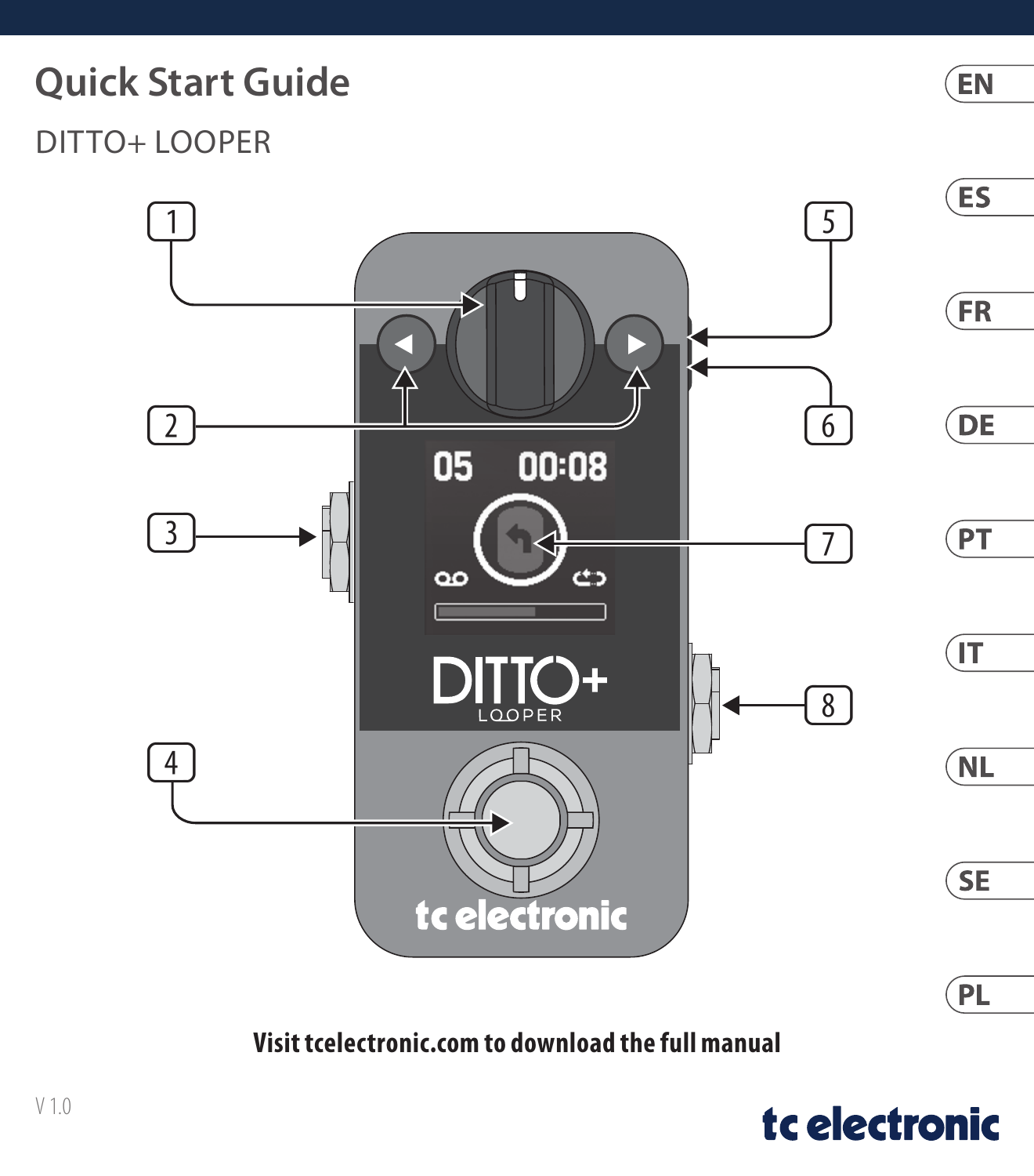# Quick Start Guide

DITTO+ LOOPER

1

2

3

4

5

6

7

8

05 00:08

DITTO+ LOOPER

tc electronic

EN

ES

FR

DE

PT

IT

NL

SE

PL

**Visit tcelectronic.com to download the full manual**

V 1.0

tc electronic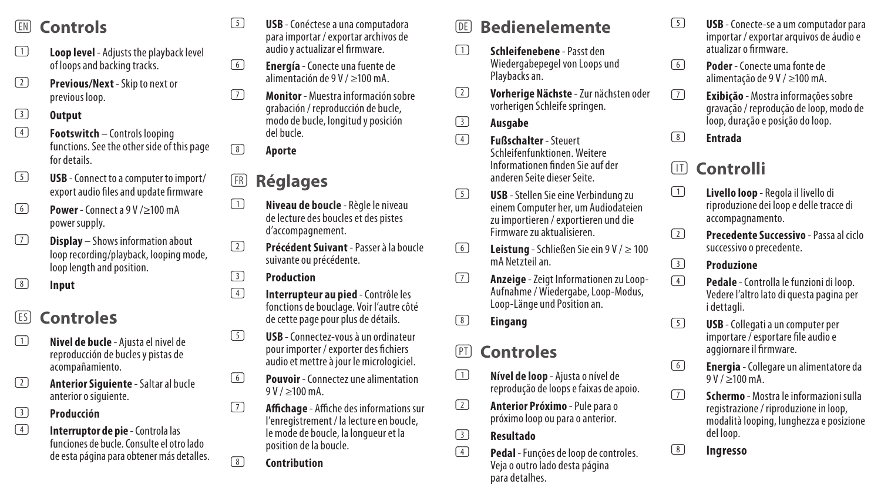## (EN) Controls

1. **Loop level** - Adjusts the playback level of loops and backing tracks.
2. **Previous/Next** - Skip to next or previous loop.
3. **Output**
4. **Footswitch** – Controls looping functions. See the other side of this page for details.
5. **USB** - Connect to a computer to import/export audio files and update firmware
6. **Power** - Connect a 9 V /≥100 mA power supply.
7. **Display** – Shows information about loop recording/playback, looping mode, loop length and position.
8. **Input**

## (ES) Controles

1. **Nivel de bucle** - Ajusta el nivel de reproducción de bucles y pistas de acompañamiento.
2. **Anterior Siguiente** - Saltar al bucle anterior o siguiente.
3. **Producción**
4. **Interruptor de pie** - Controla las funciones de bucle. Consulte el otro lado de esta página para obtener más detalles.
5. **USB** - Conéctese a una computadora para importar / exportar archivos de audio y actualizar el firmware.
6. **Energía** - Conecte una fuente de alimentación de 9 V / ≥100 mA.
7. **Monitor** - Muestra información sobre grabación / reproducción de bucle, modo de bucle, longitud y posición del bucle.
8. **Aporte**

## (FR) Réglages

1. **Niveau de boucle** - Règle le niveau de lecture des boucles et des pistes d'accompagnement.
2. **Précédent Suivant** - Passer à la boucle suivante ou précédente.
3. **Production**
4. **Interrupteur au pied** - Contrôle les fonctions de bouclage. Voir l'autre côté de cette page pour plus de détails.
5. **USB** - Connectez-vous à un ordinateur pour importer / exporter des fichiers audio et mettre à jour le micrologiciel.
6. **Pouvoir** - Connectez une alimentation 9 V / ≥100 mA.
7. **Affichage** - Affiche des informations sur l'enregistrement / la lecture en boucle, le mode de boucle, la longueur et la position de la boucle.
8. **Contribution**

## (DE) Bedienelemente

1. **Schleifenebene** - Passt den Wiedergabepegel von Loops und Playbacks an.
2. **Vorherige Nächste** - Zur nächsten oder vorherigen Schleife springen.
3. **Ausgabe**
4. **Fußschalter** - Steuert Schleifenfunktionen. Weitere Informationen finden Sie auf der anderen Seite dieser Seite.
5. **USB** - Stellen Sie eine Verbindung zu einem Computer her, um Audiodateien zu importieren / exportieren und die Firmware zu aktualisieren.
6. **Leistung** - Schließen Sie ein 9 V / ≥ 100 mA Netzteil an.
7. **Anzeige** - Zeigt Informationen zu Loop-Aufnahme / Wiedergabe, Loop-Modus, Loop-Länge und Position an.
8. **Eingang**

## (PT) Controles

1. **Nível de loop** - Ajusta o nível de reprodução de loops e faixas de apoio.
2. **Anterior Próximo** - Pule para o próximo loop ou para o anterior.
3. **Resultado**
4. **Pedal** - Funções de loop de controles. Veja o outro lado desta página para detalhes.
5. **USB** - Conecte-se a um computador para importar / exportar arquivos de áudio e atualizar o firmware.
6. **Poder** - Conecte uma fonte de alimentação de 9 V / ≥100 mA.
7. **Exibição** - Mostra informações sobre gravação / reprodução de loop, modo de loop, duração e posição do loop.
8. **Entrada**

## (IT) Controlli

1. **Livello loop** - Regola il livello di riproduzione dei loop e delle tracce di accompagnamento.
2. **Precedente Successivo** - Passa al ciclo successivo o precedente.
3. **Produzione**
4. **Pedale** - Controlla le funzioni di loop. Vedere l'altro lato di questa pagina per i dettagli.
5. **USB** - Collegati a un computer per importare / esportare file audio e aggiornare il firmware.
6. **Energia** - Collegare un alimentatore da 9 V / ≥100 mA.
7. **Schermo** - Mostra le informazioni sulla registrazione / riproduzione in loop, modalità looping, lunghezza e posizione del loop.
8. **Ingresso**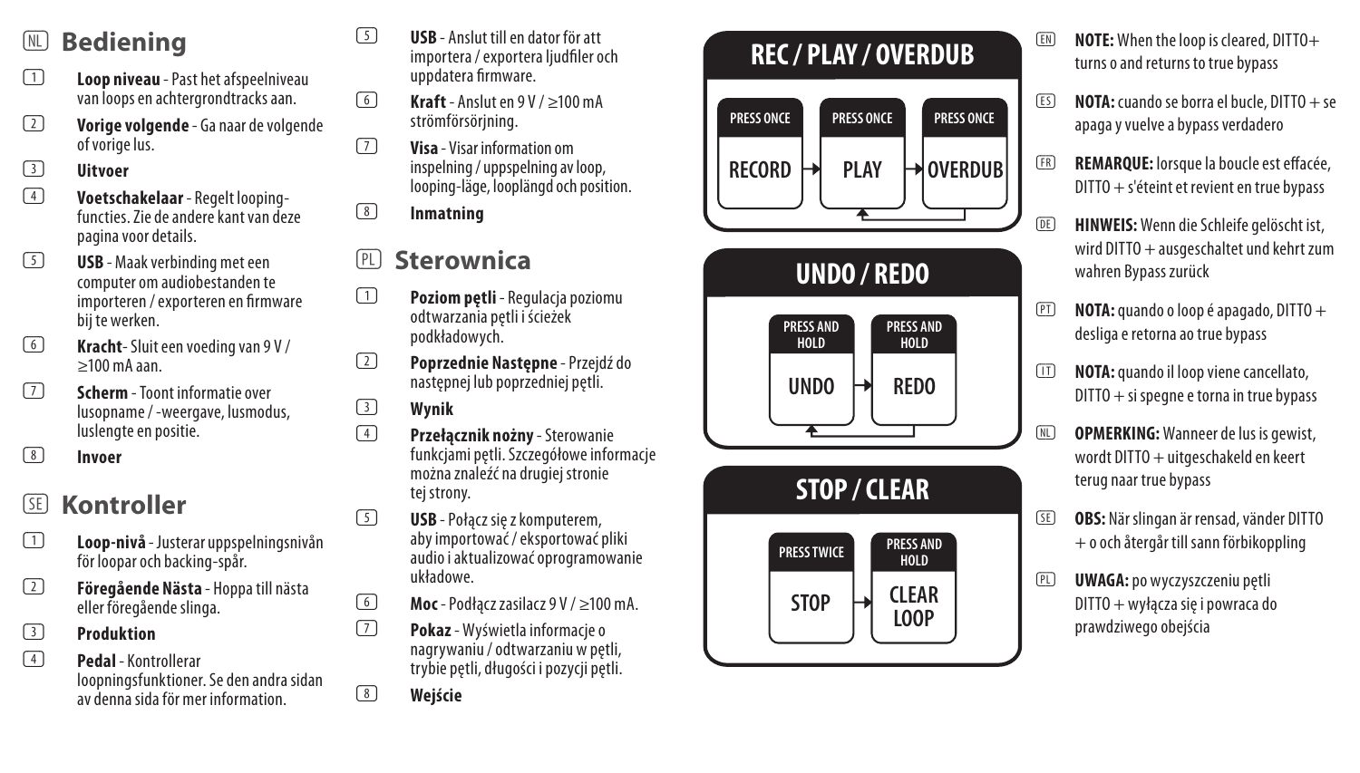(NL) **Bediening**

1. **Loop niveau** - Past het afspeelniveau van loops en achtergrondtracks aan.
2. **Vorige volgende** - Ga naar de volgende of vorige lus.
3. **Uitvoer**
4. **Voetschakelaar** - Regelt looping-functies. Zie de andere kant van deze pagina voor details.
5. **USB** - Maak verbinding met een computer om audiobestanden te importeren / exporteren en firmware bij te werken.
6. **Kracht**- Sluit een voeding van 9 V / ≥100 mA aan.
7. **Scherm** - Toont informatie over lusopname / -weergave, lusmodus, luslengte en positie.
8. **Invoer**

(SE) **Kontroller**

1. **Loop-nivå** - Justerar uppspelningsnivån för loopar och backing-spår.
2. **Föregående Nästa** - Hoppa till nästa eller föregående slinga.
3. **Produktion**
4. **Pedal** - Kontrollerar loopningsfunktioner. Se den andra sidan av denna sida för mer information.
5. **USB** - Anslut till en dator för att importera / exportera ljudfiler och uppdatera firmware.
6. **Kraft** - Anslut en 9 V / ≥100 mA strömförsörjning.
7. **Visa** - Visar information om inspelning / uppspelning av loop, looping-läge, looplängd och position.
8. **Inmatning**

(PL) **Sterownica**

1. **Poziom pętli** - Regulacja poziomu odtwarzania pętli i ścieżek podkładowych.
2. **Poprzednie Następne** - Przejdź do następnej lub poprzedniej pętli.
3. **Wynik**
4. **Przełącznik nożny** - Sterowanie funkcjami pętli. Szczegółowe informacje można znaleźć na drugiej stronie tej strony.
5. **USB** - Połącz się z komputerem, aby importować / eksportować pliki audio i aktualizować oprogramowanie układowe.
6. **Moc** - Podłącz zasilacz 9 V / ≥100 mA.
7. **Pokaz** - Wyświetla informacje o nagrywaniu / odtwarzaniu w pętli, trybie pętli, długości i pozycji pętli.
8. **Wejście**

**REC / PLAY / OVERDUB**

PRESS ONCE RECORD → PRESS ONCE PLAY → PRESS ONCE OVERDUB

**UNDO / REDO**

PRESS AND HOLD UNDO → PRESS AND HOLD REDO

**STOP / CLEAR**

PRESS TWICE STOP → PRESS AND HOLD CLEAR LOOP

(EN) **NOTE:** When the loop is cleared, DITTO+ turns o and returns to true bypass

(ES) **NOTA:** cuando se borra el bucle, DITTO + se apaga y vuelve a bypass verdadero

(FR) **REMARQUE:** lorsque la boucle est effacée, DITTO + s'éteint et revient en true bypass

(DE) **HINWEIS:** Wenn die Schleife gelöscht ist, wird DITTO + ausgeschaltet und kehrt zum wahren Bypass zurück

(PT) **NOTA:** quando o loop é apagado, DITTO + desliga e retorna ao true bypass

(IT) **NOTA:** quando il loop viene cancellato, DITTO + si spegne e torna in true bypass

(NL) **OPMERKING:** Wanneer de lus is gewist, wordt DITTO + uitgeschakeld en keert terug naar true bypass

(SE) **OBS:** När slingan är rensad, vänder DITTO + o och återgår till sann förbikoppling

(PL) **UWAGA:** po wyczyszczeniu pętli DITTO + wyłącza się i powraca do prawdziwego obejścia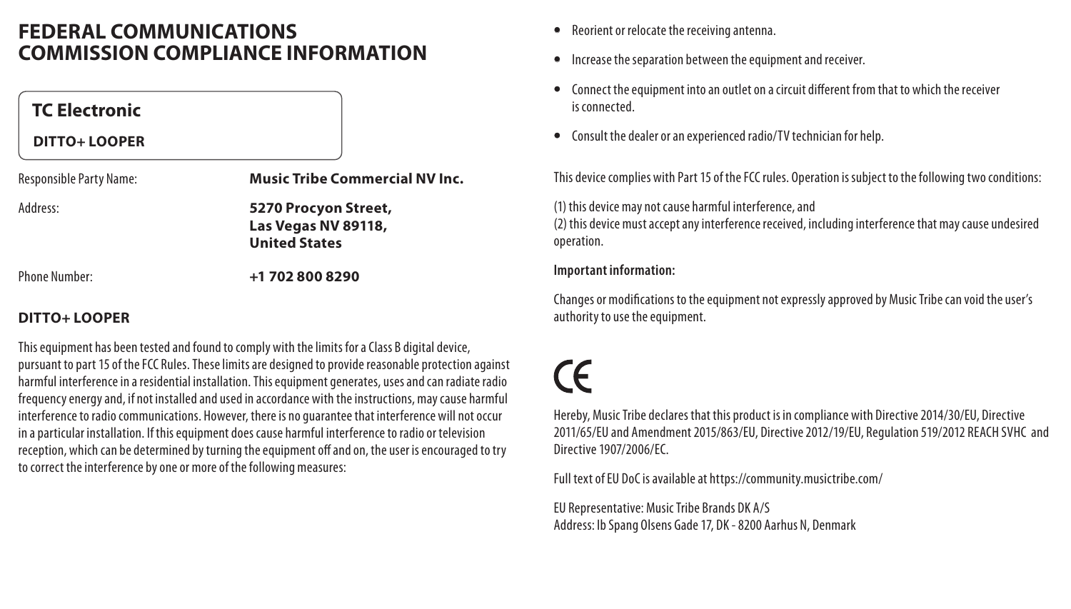# FEDERAL COMMUNICATIONS COMMISSION COMPLIANCE INFORMATION

## TC Electronic

**DITTO+ LOOPER**

| | |
|---|---|
| Responsible Party Name: | **Music Tribe Commercial NV Inc.** |
| Address: | **5270 Procyon Street, Las Vegas NV 89118, United States** |
| Phone Number: | **+1 702 800 8290** |

**DITTO+ LOOPER**

This equipment has been tested and found to comply with the limits for a Class B digital device, pursuant to part 15 of the FCC Rules. These limits are designed to provide reasonable protection against harmful interference in a residential installation. This equipment generates, uses and can radiate radio frequency energy and, if not installed and used in accordance with the instructions, may cause harmful interference to radio communications. However, there is no guarantee that interference will not occur in a particular installation. If this equipment does cause harmful interference to radio or television reception, which can be determined by turning the equipment off and on, the user is encouraged to try to correct the interference by one or more of the following measures:

- Reorient or relocate the receiving antenna.
- Increase the separation between the equipment and receiver.
- Connect the equipment into an outlet on a circuit different from that to which the receiver is connected.
- Consult the dealer or an experienced radio/TV technician for help.

This device complies with Part 15 of the FCC rules. Operation is subject to the following two conditions:

(1) this device may not cause harmful interference, and
(2) this device must accept any interference received, including interference that may cause undesired operation.

**Important information:**

Changes or modifications to the equipment not expressly approved by Music Tribe can void the user's authority to use the equipment.

CE

Hereby, Music Tribe declares that this product is in compliance with Directive 2014/30/EU, Directive 2011/65/EU and Amendment 2015/863/EU, Directive 2012/19/EU, Regulation 519/2012 REACH SVHC and Directive 1907/2006/EC.

Full text of EU DoC is available at https://community.musictribe.com/

EU Representative: Music Tribe Brands DK A/S
Address: Ib Spang Olsens Gade 17, DK - 8200 Aarhus N, Denmark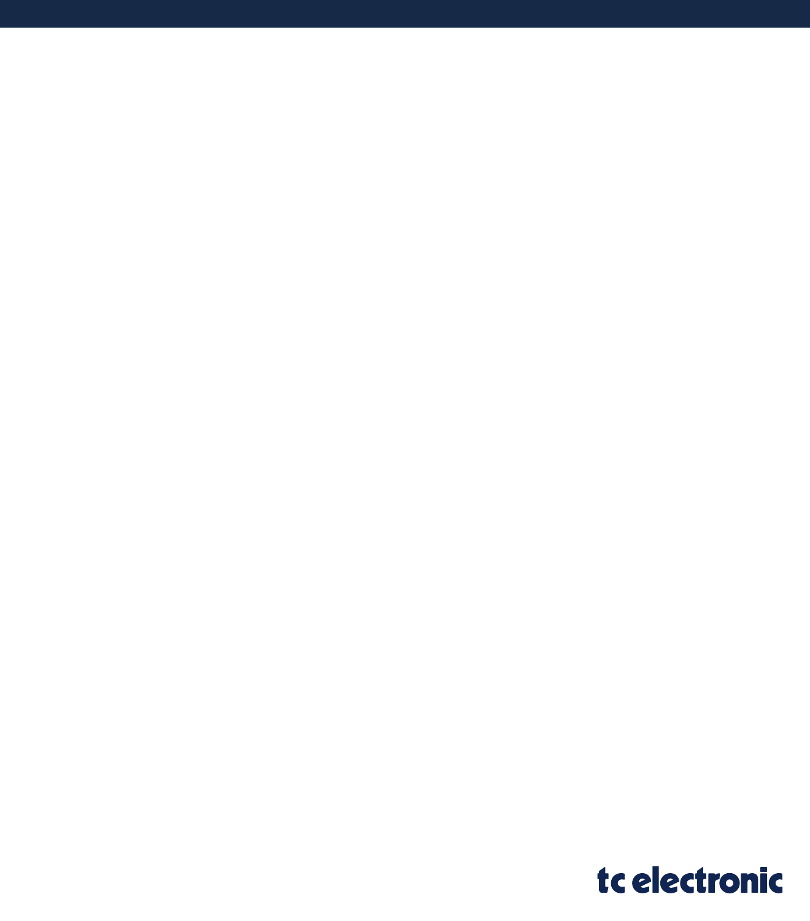tc electronic